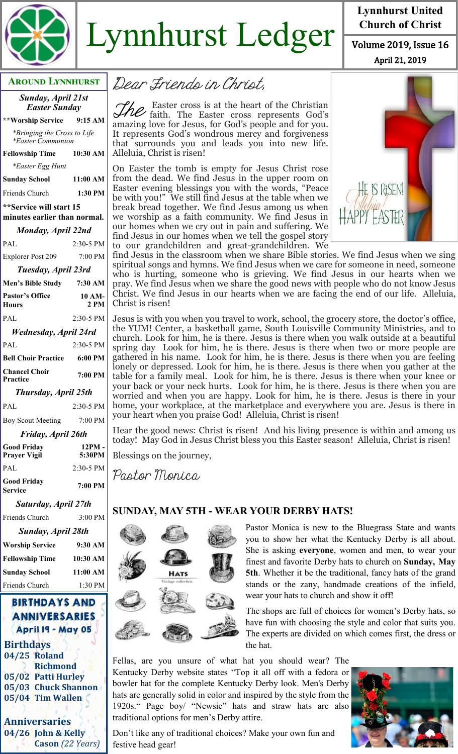# Lynnhurst Ledger

**Lynnhurst United Church of Christ**

Volume 2019, Issue 16

April 21, 2019

## Around Lynnhurst

| *Sunday, April 21st Easter Sunday* | |
|---|---|
| **\*\*Worship Service** | **9:15 AM** |
| *\*Bringing the Cross to Life* *\*Easter Communion* | |
| **Fellowship Time** | **10:30 AM** |
| *\*Easter Egg Hunt* | |
| **Sunday School** | **11:00 AM** |
| Friends Church | **1:30 PM** |
| **\*\*Service will start 15 minutes earlier than normal.** | |
| *Monday, April 22nd* | |
| PAL | 2:30-5 PM |
| Explorer Post 209 | 7:00 PM |
| *Tuesday, April 23rd* | |
| **Men's Bible Study** | **7:30 AM** |
| **Pastor's Office Hours** | **10 AM-2 PM** |
| PAL | 2:30-5 PM |
| *Wednesday, April 24rd* | |
| PAL | 2:30-5 PM |
| **Bell Choir Practice** | **6:00 PM** |
| **Chancel Choir Practice** | **7:00 PM** |
| *Thursday, April 25th* | |
| PAL | 2:30-5 PM |
| Boy Scout Meeting | 7:00 PM |
| *Friday, April 26th* | |
| **Good Friday Prayer Vigil** | **12PM - 5:30PM** |
| PAL | 2:30-5 PM |
| **Good Friday Service** | **7:00 PM** |
| *Saturday, April 27th* | |
| Friends Church | 3:00 PM |
| *Sunday, April 28th* | |
| **Worship Service** | **9:30 AM** |
| **Fellowship Time** | **10:30 AM** |
| **Sunday School** | **11:00 AM** |
| Friends Church | 1:30 PM |

## Birthdays and Anniversaries

**April 19 - May 05**

### Birthdays

- **04/25 Roland Richmond**
- **05/02 Patti Hurley**
- **05/03 Chuck Shannon**
- **05/04 Tim Wallen**

### Anniversaries

- **04/26 John & Kelly Cason** *(22 Years)*

## Dear Friends in Christ,

The Easter cross is at the heart of the Christian faith. The Easter cross represents God's amazing love for Jesus, for God's people and for you. It represents God's wondrous mercy and forgiveness that surrounds you and leads you into new life. Alleluia, Christ is risen!

On Easter the tomb is empty for Jesus Christ rose from the dead. We find Jesus in the upper room on Easter evening blessings you with the words, "Peace be with you!" We still find Jesus at the table when we break bread together. We find Jesus among us when we worship as a faith community. We find Jesus in our homes when we cry out in pain and suffering. We find Jesus in our homes when we tell the gospel story to our grandchildren and great-grandchildren. We find Jesus in the classroom when we share Bible stories. We find Jesus when we sing spiritual songs and hymns. We find Jesus when we care for someone in need, someone who is hurting, someone who is grieving. We find Jesus in our hearts when we pray. We find Jesus when we share the good news with people who do not know Jesus Christ. We find Jesus in our hearts when we are facing the end of our life. Alleluia, Christ is risen!

Jesus is with you when you travel to work, school, the grocery store, the doctor's office, the YUM! Center, a basketball game, South Louisville Community Ministries, and to church. Look for him, he is there. Jesus is there when you walk outside at a beautiful spring day Look for him, he is there. Jesus is there when two or more people are gathered in his name. Look for him, he is there. Jesus is there when you are feeling lonely or depressed. Look for him, he is there. Jesus is there when you gather at the table for a family meal. Look for him, he is there. Jesus is there when your knee or your back or your neck hurts. Look for him, he is there. Jesus is there when you are worried and when you are happy. Look for him, he is there. Jesus is there in your home, your workplace, at the marketplace and everywhere you are. Jesus is there in your heart when you praise God! Alleluia, Christ is risen!

Hear the good news: Christ is risen! And his living presence is within and among us today! May God in Jesus Christ bless you this Easter season! Alleluia, Christ is risen!

Blessings on the journey,

Pastor Monica

## SUNDAY, MAY 5TH - WEAR YOUR DERBY HATS!

Pastor Monica is new to the Bluegrass State and wants you to show her what the Kentucky Derby is all about. She is asking **everyone**, women and men, to wear your finest and favorite Derby hats to church on **Sunday, May 5th**. Whether it be the traditional, fancy hats of the grand stands or the zany, handmade creations of the infield, wear your hats to church and show it off!

The shops are full of choices for women's Derby hats, so have fun with choosing the style and color that suits you. The experts are divided on which comes first, the dress or the hat.

Fellas, are you unsure of what hat you should wear? The Kentucky Derby website states "Top it all off with a fedora or bowler hat for the complete Kentucky Derby look. Men's Derby hats are generally solid in color and inspired by the style from the 1920s." Page boy/ "Newsie" hats and straw hats are also traditional options for men's Derby attire.

Don't like any of traditional choices? Make your own fun and festive head gear!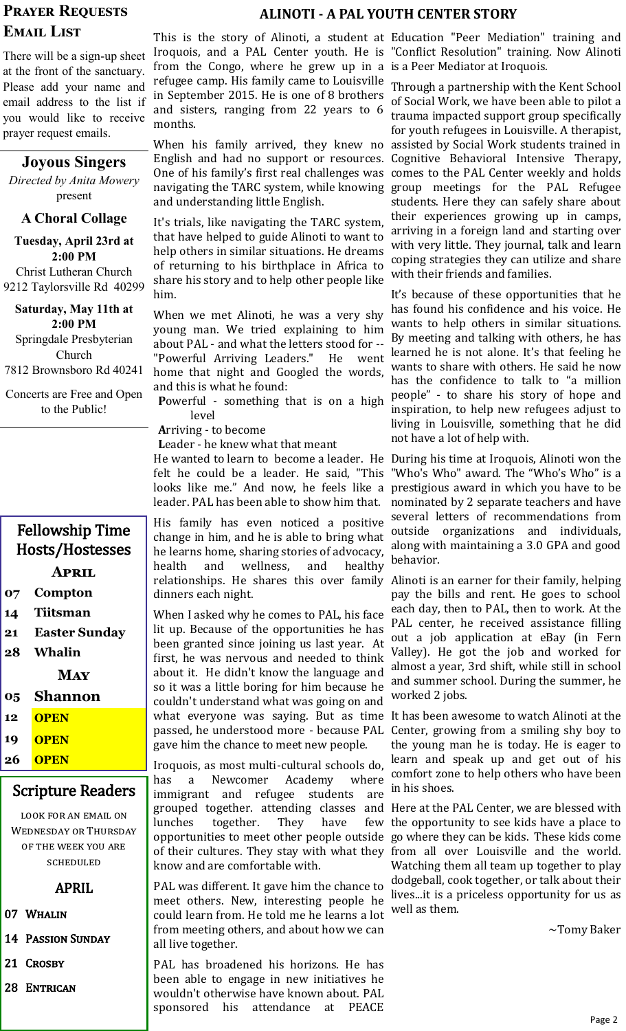## Prayer Requests Email List

There will be a sign-up sheet at the front of the sanctuary. Please add your name and email address to the list if you would like to receive prayer request emails.

## Joyous Singers

*Directed by Anita Mowery*

present

### A Choral Collage

**Tuesday, April 23rd at 2:00 PM**
Christ Lutheran Church
9212 Taylorsville Rd 40299

**Saturday, May 11th at 2:00 PM**
Springdale Presbyterian Church
7812 Brownsboro Rd 40241

Concerts are Free and Open to the Public!

## Fellowship Time Hosts/Hostesses

**April**

| | |
|---|---|
| 07 | Compton |
| 14 | Tiitsman |
| 21 | Easter Sunday |
| 28 | Whalin |

**May**

| | |
|---|---|
| 05 | Shannon |
| 12 | OPEN |
| 19 | OPEN |
| 26 | OPEN |

## Scripture Readers

Look for an email on Wednesday or Thursday of the week you are scheduled

**APRIL**

| | |
|---|---|
| 07 | Whalin |
| 14 | Passion Sunday |
| 21 | Crosby |
| 28 | Entrican |

## ALINOTI - A PAL YOUTH CENTER STORY

This is the story of Alinoti, a student at Iroquois, and a PAL Center youth. He is from the Congo, where he grew up in a refugee camp. His family came to Louisville in September 2015. He is one of 8 brothers and sisters, ranging from 22 years to 6 months.

When his family arrived, they knew no English and had no support or resources. One of his family's first real challenges was navigating the TARC system, while knowing and understanding little English.

It's trials, like navigating the TARC system, that have helped to guide Alinoti to want to help others in similar situations. He dreams of returning to his birthplace in Africa to share his story and to help other people like him.

When we met Alinoti, he was a very shy young man. We tried explaining to him about PAL - and what the letters stood for -- "Powerful Arriving Leaders." He went home that night and Googled the words, and this is what he found:

**P**owerful - something that is on a high level
**A**rriving - to become
**L**eader - he knew what that meant

He wanted to learn to become a leader. He felt he could be a leader. He said, "This looks like me." And now, he feels like a leader. PAL has been able to show him that.

His family has even noticed a positive change in him, and he is able to bring what he learns home, sharing stories of advocacy, health and wellness, and healthy relationships. He shares this over family dinners each night.

When I asked why he comes to PAL, his face lit up. Because of the opportunities he has been granted since joining us last year. At first, he was nervous and needed to think about it. He didn't know the language and so it was a little boring for him because he couldn't understand what was going on and what everyone was saying. But as time passed, he understood more - because PAL gave him the chance to meet new people.

Iroquois, as most multi-cultural schools do, has a Newcomer Academy where immigrant and refugee students are grouped together. attending classes and lunches together. They have few opportunities to meet other people outside of their cultures. They stay with what they know and are comfortable with.

PAL was different. It gave him the chance to meet others. New, interesting people he could learn from. He told me he learns a lot from meeting others, and about how we can all live together.

PAL has broadened his horizons. He has been able to engage in new initiatives he wouldn't otherwise have known about. PAL sponsored his attendance at PEACE Education "Peer Mediation" training and "Conflict Resolution" training. Now Alinoti is a Peer Mediator at Iroquois.

Through a partnership with the Kent School of Social Work, we have been able to pilot a trauma impacted support group specifically for youth refugees in Louisville. A therapist, assisted by Social Work students trained in Cognitive Behavioral Intensive Therapy, comes to the PAL Center weekly and holds group meetings for the PAL Refugee students. Here they can safely share about their experiences growing up in camps, arriving in a foreign land and starting over with very little. They journal, talk and learn coping strategies they can utilize and share with their friends and families.

It's because of these opportunities that he has found his confidence and his voice. He wants to help others in similar situations. By meeting and talking with others, he has learned he is not alone. It's that feeling he wants to share with others. He said he now has the confidence to talk to "a million people" - to share his story of hope and inspiration, to help new refugees adjust to living in Louisville, something that he did not have a lot of help with.

During his time at Iroquois, Alinoti won the "Who's Who" award. The "Who's Who" is a prestigious award in which you have to be nominated by 2 separate teachers and have several letters of recommendations from outside organizations and individuals, along with maintaining a 3.0 GPA and good behavior.

Alinoti is an earner for their family, helping pay the bills and rent. He goes to school each day, then to PAL, then to work. At the PAL center, he received assistance filling out a job application at eBay (in Fern Valley). He got the job and worked for almost a year, 3rd shift, while still in school and summer school. During the summer, he worked 2 jobs.

It has been awesome to watch Alinoti at the Center, growing from a smiling shy boy to the young man he is today. He is eager to learn and speak up and get out of his comfort zone to help others who have been in his shoes.

Here at the PAL Center, we are blessed with the opportunity to see kids have a place to go where they can be kids. These kids come from all over Louisville and the world. Watching them all team up together to play dodgeball, cook together, or talk about their lives...it is a priceless opportunity for us as well as them.

~Tomy Baker